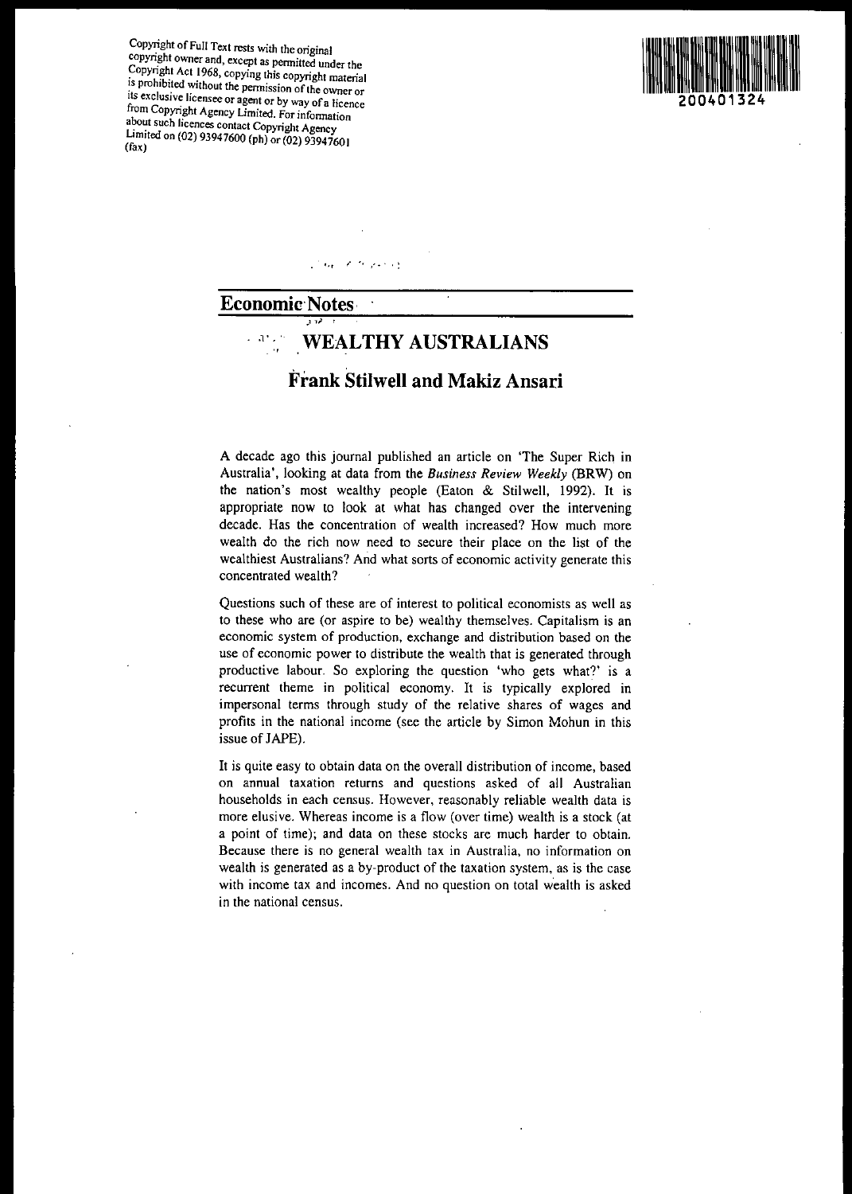Copyright of Full Text rests with the original copyright owner and, except as permitted under the Copyright Act 1968, copying this copyright material is prohibited without the permission of the owner or its exclusive licensee or agent or by way of a licence from Copyright Agency Limited. For information about such licences contact Copyright Agency Limited on (02) 93947600 (ph) or (02) 93947601 (fax)

200401324

## Economic Notes

# WEALTHY AUSTRALIANS

## Frank Stilwell and Makiz Ansari

A decade ago this journal published an article on 'The Super Rich in Australia', looking at data from the *Business Review Weekly* (BRW) on the nation's most wealthy people (Eaton & Stilwell, 1992). It is appropriate now to look at what has changed over the intervening decade. Has the concentration of wealth increased? How much more wealth do the rich now need to secure their place on the list of the wealthiest Australians? And what sorts of economic activity generate this concentrated wealth?

Questions such of these are of interest to political economists as well as to these who are (or aspire to be) wealthy themselves. Capitalism is an economic system of production, exchange and distribution based on the use of economic power to distribute the wealth that is generated through productive labour. So exploring the question 'who gets what?' is a recurrent theme in political economy. It is typically explored in impersonal terms through study of the relative shares of wages and profits in the national income (see the article by Simon Mohun in this issue of JAPE).

It is quite easy to obtain data on the overall distribution of income, based on annual taxation returns and questions asked of all Australian households in each census. However, reasonably reliable wealth data is more elusive. Whereas income is a flow (over time) wealth is a stock (at a point of time); and data on these stocks are much harder to obtain. Because there is no general wealth tax in Australia, no information on wealth is generated as a by-product of the taxation system, as is the case with income tax and incomes. And no question on total wealth is asked in the national census.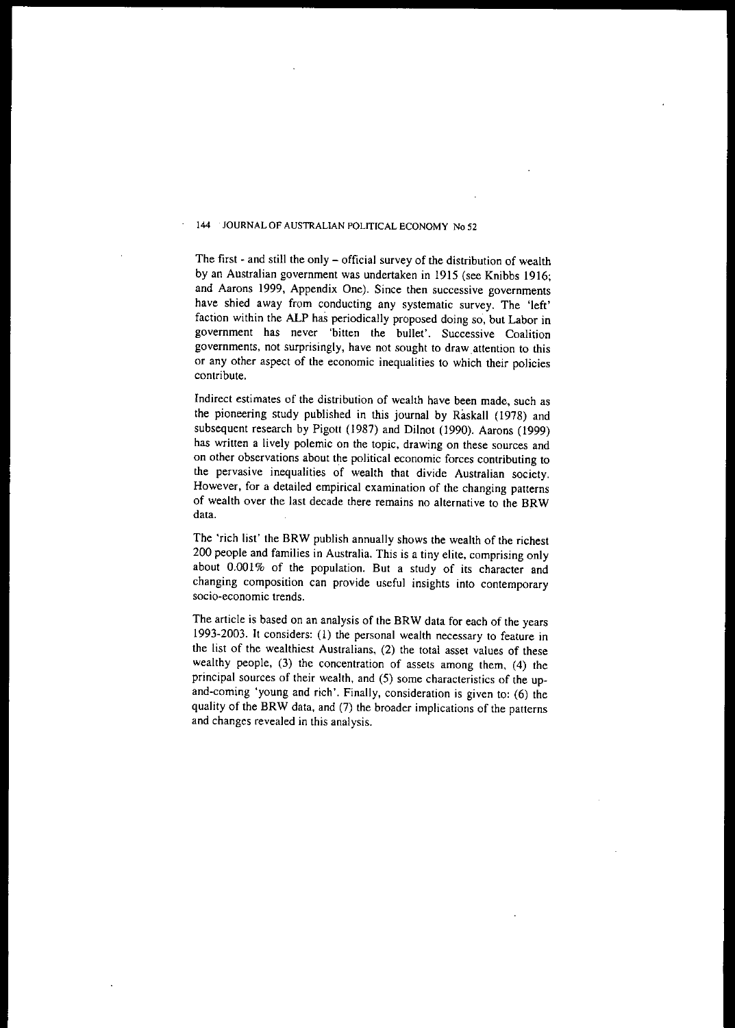The first - and still the only – official survey of the distribution of wealth by an Australian government was undertaken in 1915 (see Knibbs 1916; and Aarons 1999, Appendix One). Since then successive governments have shied away from conducting any systematic survey. The 'left' faction within the ALP has periodically proposed doing so, but Labor in government has never 'bitten the bullet'. Successive Coalition governments, not surprisingly, have not sought to draw attention to this or any other aspect of the economic inequalities to which their policies contribute.

Indirect estimates of the distribution of wealth have been made, such as the pioneering study published in this journal by Raskall (1978) and subsequent research by Pigott (1987) and Dilnot (1990). Aarons (1999) has written a lively polemic on the topic, drawing on these sources and on other observations about the political economic forces contributing to the pervasive inequalities of wealth that divide Australian society. However, for a detailed empirical examination of the changing patterns of wealth over the last decade there remains no alternative to the BRW data.

The 'rich list' the BRW publish annually shows the wealth of the richest 200 people and families in Australia. This is a tiny elite, comprising only about 0.001% of the population. But a study of its character and changing composition can provide useful insights into contemporary socio-economic trends.

The article is based on an analysis of the BRW data for each of the years 1993-2003. It considers: (1) the personal wealth necessary to feature in the list of the wealthiest Australians, (2) the total asset values of these wealthy people, (3) the concentration of assets among them, (4) the principal sources of their wealth, and (5) some characteristics of the up-and-coming 'young and rich'. Finally, consideration is given to: (6) the quality of the BRW data, and (7) the broader implications of the patterns and changes revealed in this analysis.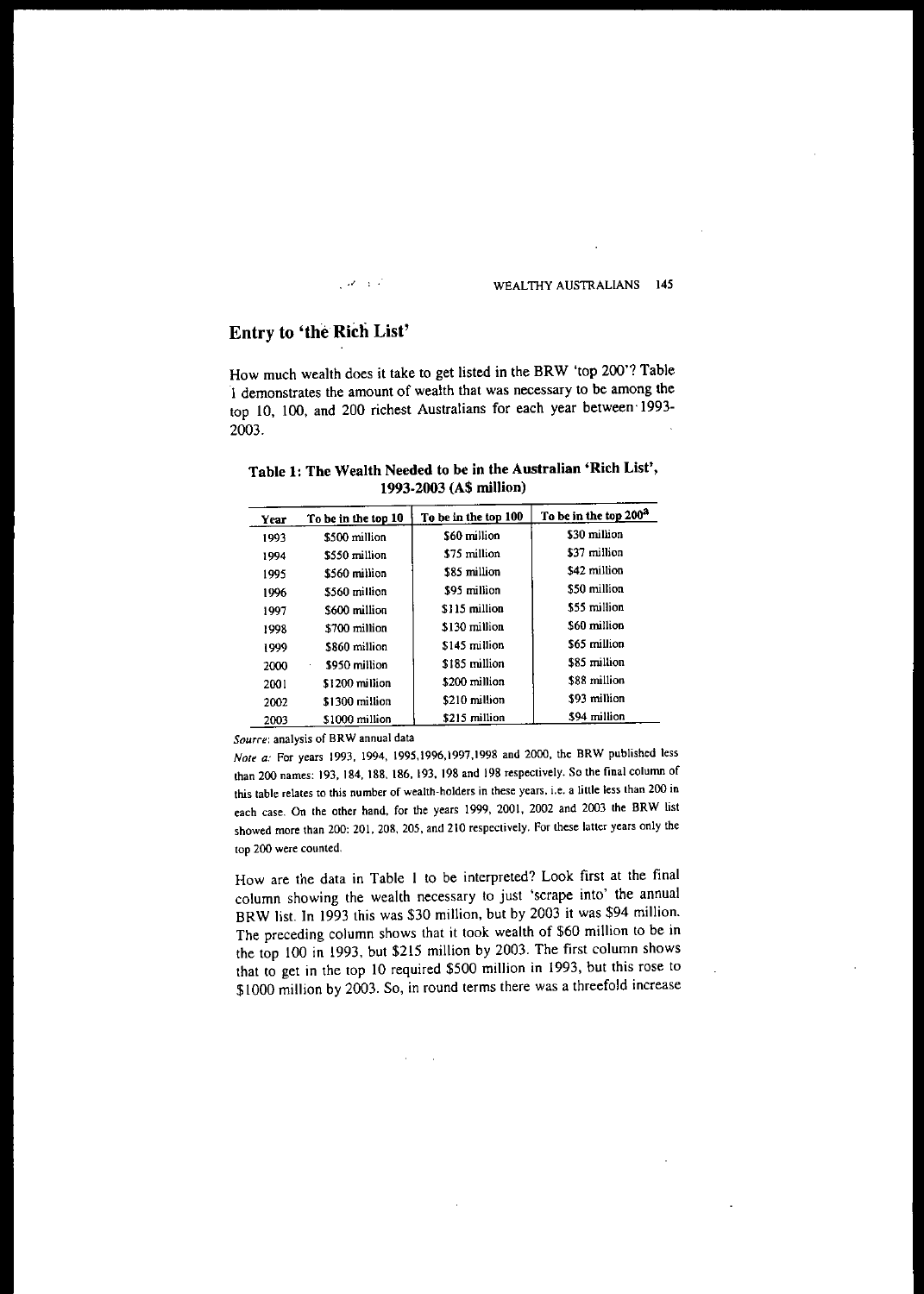## Entry to 'the Rich List'

How much wealth does it take to get listed in the BRW 'top 200'? Table 1 demonstrates the amount of wealth that was necessary to be among the top 10, 100, and 200 richest Australians for each year between 1993-2003.

**Table 1: The Wealth Needed to be in the Australian 'Rich List', 1993-2003 (A$ million)**

| Year | To be in the top 10 | To be in the top 100 | To be in the top 200[a] |
|---|---|---|---|
| 1993 | $500 million | $60 million | $30 million |
| 1994 | $550 million | $75 million | $37 million |
| 1995 | $560 million | $85 million | $42 million |
| 1996 | $560 million | $95 million | $50 million |
| 1997 | $600 million | $115 million | $55 million |
| 1998 | $700 million | $130 million | $60 million |
| 1999 | $860 million | $145 million | $65 million |
| 2000 | $950 million | $185 million | $85 million |
| 2001 | $1200 million | $200 million | $88 million |
| 2002 | $1300 million | $210 million | $93 million |
| 2003 | $1000 million | $215 million | $94 million |

*Source*: analysis of BRW annual data

*Note a:* For years 1993, 1994, 1995,1996,1997,1998 and 2000, the BRW published less than 200 names: 193, 184, 188, 186, 193, 198 and 198 respectively. So the final column of this table relates to this number of wealth-holders in these years, i.e. a little less than 200 in each case. On the other hand, for the years 1999, 2001, 2002 and 2003 the BRW list showed more than 200: 201, 208, 205, and 210 respectively. For these latter years only the top 200 were counted.

How are the data in Table 1 to be interpreted? Look first at the final column showing the wealth necessary to just 'scrape into' the annual BRW list. In 1993 this was $30 million, but by 2003 it was $94 million. The preceding column shows that it took wealth of $60 million to be in the top 100 in 1993, but $215 million by 2003. The first column shows that to get in the top 10 required $500 million in 1993, but this rose to $1000 million by 2003. So, in round terms there was a threefold increase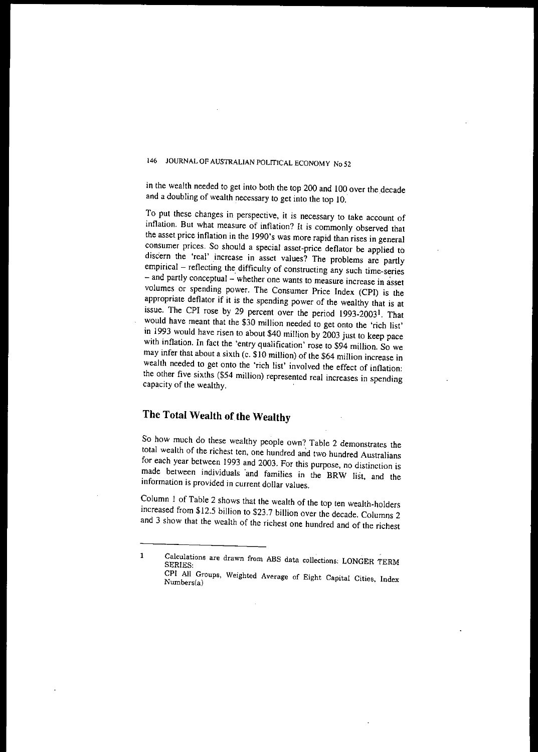in the wealth needed to get into both the top 200 and 100 over the decade and a doubling of wealth necessary to get into the top 10.

To put these changes in perspective, it is necessary to take account of inflation. But what measure of inflation? It is commonly observed that the asset price inflation in the 1990's was more rapid than rises in general consumer prices. So should a special asset-price deflator be applied to discern the 'real' increase in asset values? The problems are partly empirical – reflecting the difficulty of constructing any such time-series – and partly conceptual – whether one wants to measure increase in asset volumes or spending power. The Consumer Price Index (CPI) is the appropriate deflator if it is the spending power of the wealthy that is at issue. The CPI rose by 29 percent over the period 1993-2003[1]. That would have meant that the $30 million needed to get onto the 'rich list' in 1993 would have risen to about $40 million by 2003 just to keep pace with inflation. In fact the 'entry qualification' rose to $94 million. So we may infer that about a sixth (c. $10 million) of the $64 million increase in wealth needed to get onto the 'rich list' involved the effect of inflation: the other five sixths ($54 million) represented real increases in spending capacity of the wealthy.

## The Total Wealth of the Wealthy

So how much do these wealthy people own? Table 2 demonstrates the total wealth of the richest ten, one hundred and two hundred Australians for each year between 1993 and 2003. For this purpose, no distinction is made between individuals and families in the BRW list, and the information is provided in current dollar values.

Column 1 of Table 2 shows that the wealth of the top ten wealth-holders increased from $12.5 billion to $23.7 billion over the decade. Columns 2 and 3 show that the wealth of the richest one hundred and of the richest

---

1 Calculations are drawn from ABS data collections: LONGER TERM SERIES:
CPI All Groups, Weighted Average of Eight Capital Cities, Index Numbers(a)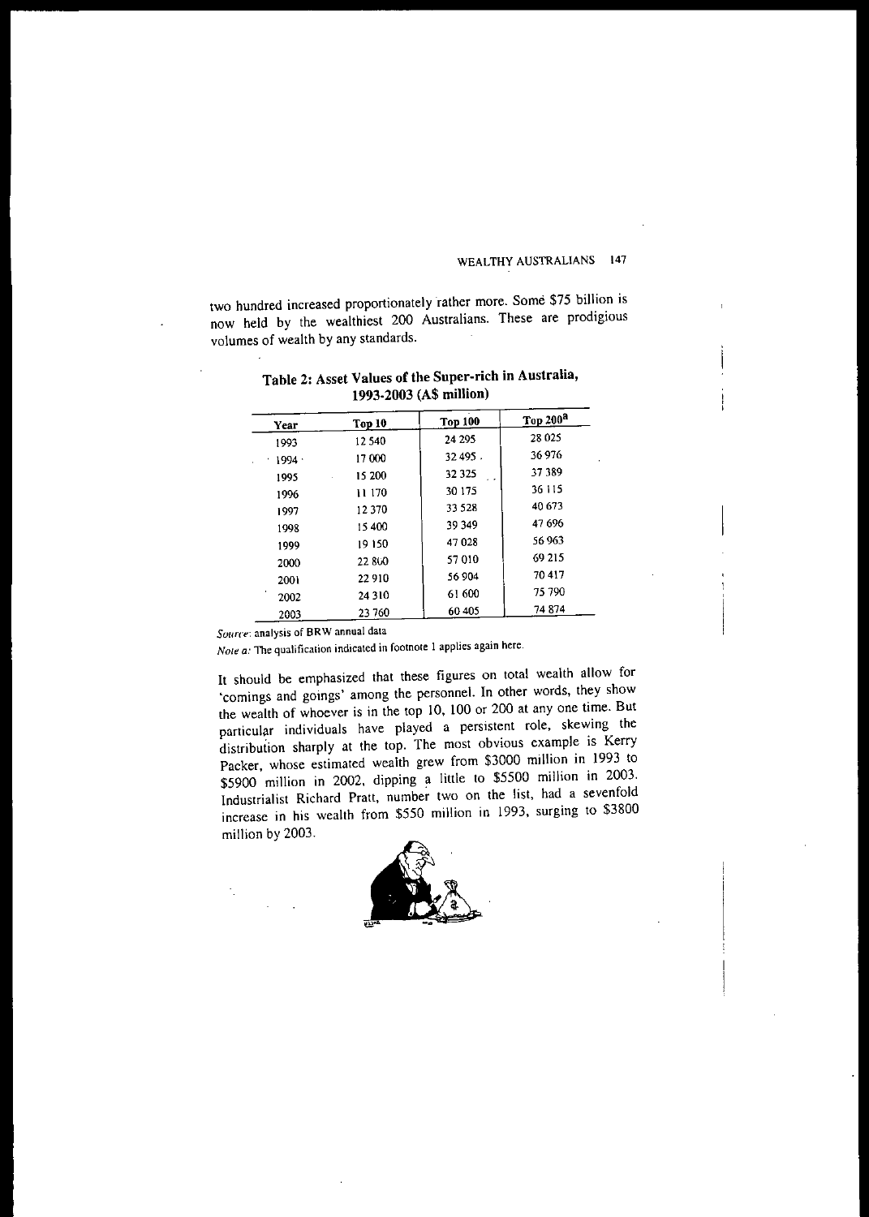two hundred increased proportionately rather more. Some $75 billion is now held by the wealthiest 200 Australians. These are prodigious volumes of wealth by any standards.

**Table 2: Asset Values of the Super-rich in Australia, 1993-2003 (A$ million)**

| Year | Top 10 | Top 100 | Top 200[a] |
|---|---|---|---|
| 1993 | 12 540 | 24 295 | 28 025 |
| 1994 | 17 000 | 32 495 | 36 976 |
| 1995 | 15 200 | 32 325 | 37 389 |
| 1996 | 11 170 | 30 175 | 36 115 |
| 1997 | 12 370 | 33 528 | 40 673 |
| 1998 | 15 400 | 39 349 | 47 696 |
| 1999 | 19 150 | 47 028 | 56 963 |
| 2000 | 22 800 | 57 010 | 69 215 |
| 2001 | 22 910 | 56 904 | 70 417 |
| 2002 | 24 310 | 61 600 | 75 790 |
| 2003 | 23 760 | 60 405 | 74 874 |

*Source*: analysis of BRW annual data

*Note a:* The qualification indicated in footnote 1 applies again here.

It should be emphasized that these figures on total wealth allow for 'comings and goings' among the personnel. In other words, they show the wealth of whoever is in the top 10, 100 or 200 at any one time. But particular individuals have played a persistent role, skewing the distribution sharply at the top. The most obvious example is Kerry Packer, whose estimated wealth grew from $3000 million in 1993 to $5900 million in 2002, dipping a little to $5500 million in 2003. Industrialist Richard Pratt, number two on the list, had a sevenfold increase in his wealth from $550 million in 1993, surging to $3800 million by 2003.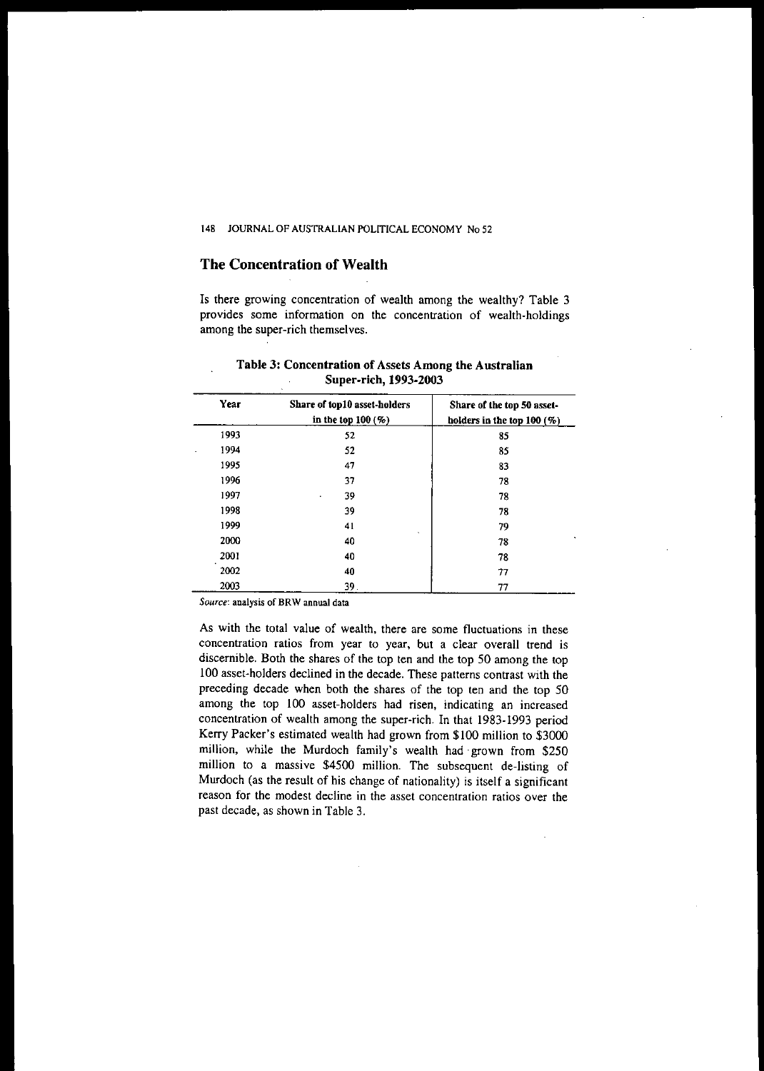## The Concentration of Wealth

Is there growing concentration of wealth among the wealthy? Table 3 provides some information on the concentration of wealth-holdings among the super-rich themselves.

**Table 3: Concentration of Assets Among the Australian Super-rich, 1993-2003**

| Year | Share of top10 asset-holders in the top 100 (%) | Share of the top 50 asset-holders in the top 100 (%) |
|---|---|---|
| 1993 | 52 | 85 |
| 1994 | 52 | 85 |
| 1995 | 47 | 83 |
| 1996 | 37 | 78 |
| 1997 | 39 | 78 |
| 1998 | 39 | 78 |
| 1999 | 41 | 79 |
| 2000 | 40 | 78 |
| 2001 | 40 | 78 |
| 2002 | 40 | 77 |
| 2003 | 39 | 77 |

*Source*: analysis of BRW annual data

As with the total value of wealth, there are some fluctuations in these concentration ratios from year to year, but a clear overall trend is discernible. Both the shares of the top ten and the top 50 among the top 100 asset-holders declined in the decade. These patterns contrast with the preceding decade when both the shares of the top ten and the top 50 among the top 100 asset-holders had risen, indicating an increased concentration of wealth among the super-rich. In that 1983-1993 period Kerry Packer's estimated wealth had grown from $100 million to $3000 million, while the Murdoch family's wealth had grown from $250 million to a massive $4500 million. The subsequent de-listing of Murdoch (as the result of his change of nationality) is itself a significant reason for the modest decline in the asset concentration ratios over the past decade, as shown in Table 3.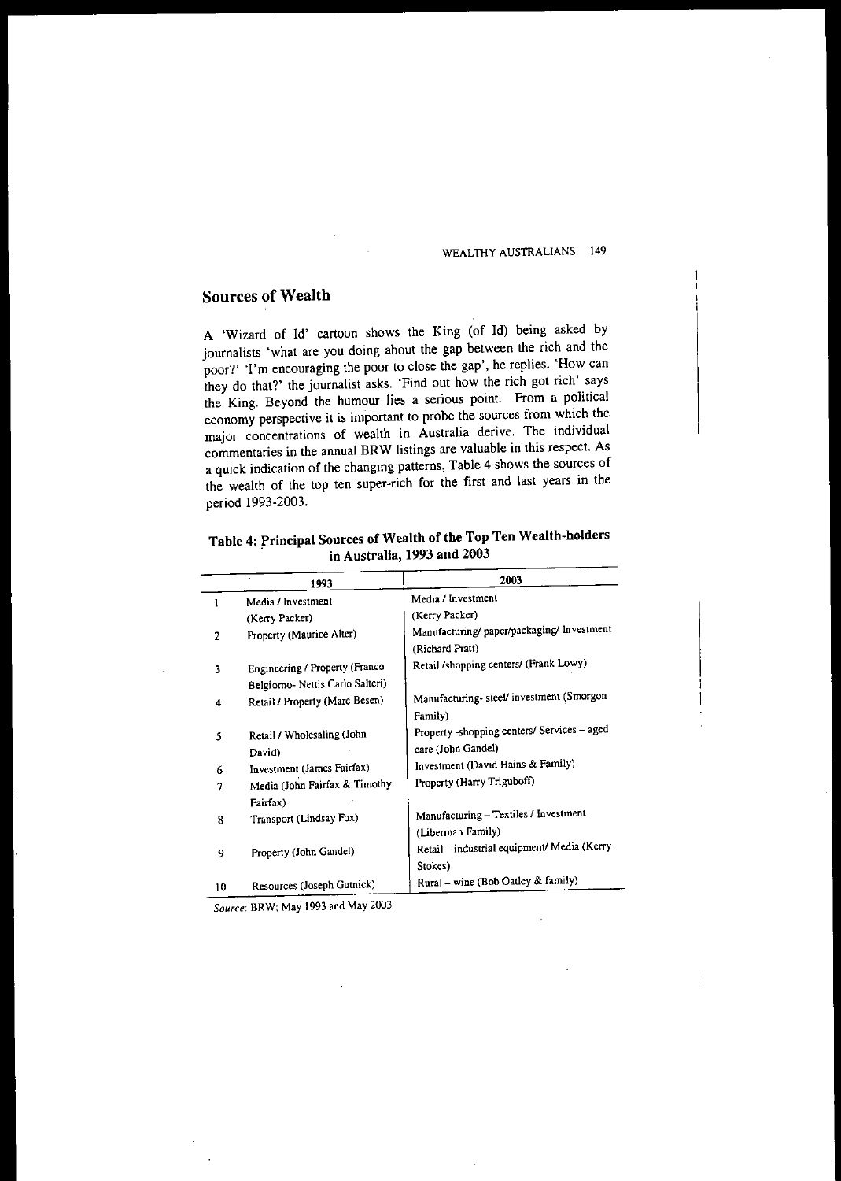## Sources of Wealth

A 'Wizard of Id' cartoon shows the King (of Id) being asked by journalists 'what are you doing about the gap between the rich and the poor?' 'I'm encouraging the poor to close the gap', he replies. 'How can they do that?' the journalist asks. 'Find out how the rich got rich' says the King. Beyond the humour lies a serious point. From a political economy perspective it is important to probe the sources from which the major concentrations of wealth in Australia derive. The individual commentaries in the annual BRW listings are valuable in this respect. As a quick indication of the changing patterns, Table 4 shows the sources of the wealth of the top ten super-rich for the first and last years in the period 1993-2003.

**Table 4: Principal Sources of Wealth of the Top Ten Wealth-holders in Australia, 1993 and 2003**

| | 1993 | 2003 |
|---|---|---|
| 1 | Media / Investment (Kerry Packer) | Media / Investment (Kerry Packer) |
| 2 | Property (Maurice Alter) | Manufacturing/ paper/packaging/ Investment (Richard Pratt) |
| 3 | Engineering / Property (Franco Belgiorno- Nettis Carlo Salteri) | Retail /shopping centers/ (Frank Lowy) |
| 4 | Retail / Property (Marc Besen) | Manufacturing- steel/ investment (Smorgon Family) |
| 5 | Retail / Wholesaling (John David) | Property -shopping centers/ Services – aged care (John Gandel) |
| 6 | Investment (James Fairfax) | Investment (David Hains & Family) |
| 7 | Media (John Fairfax & Timothy Fairfax) | Property (Harry Triguboff) |
| 8 | Transport (Lindsay Fox) | Manufacturing – Textiles / Investment (Liberman Family) |
| 9 | Property (John Gandel) | Retail – industrial equipment/ Media (Kerry Stokes) |
| 10 | Resources (Joseph Gutnick) | Rural – wine (Bob Oatley & family) |

*Source*: BRW; May 1993 and May 2003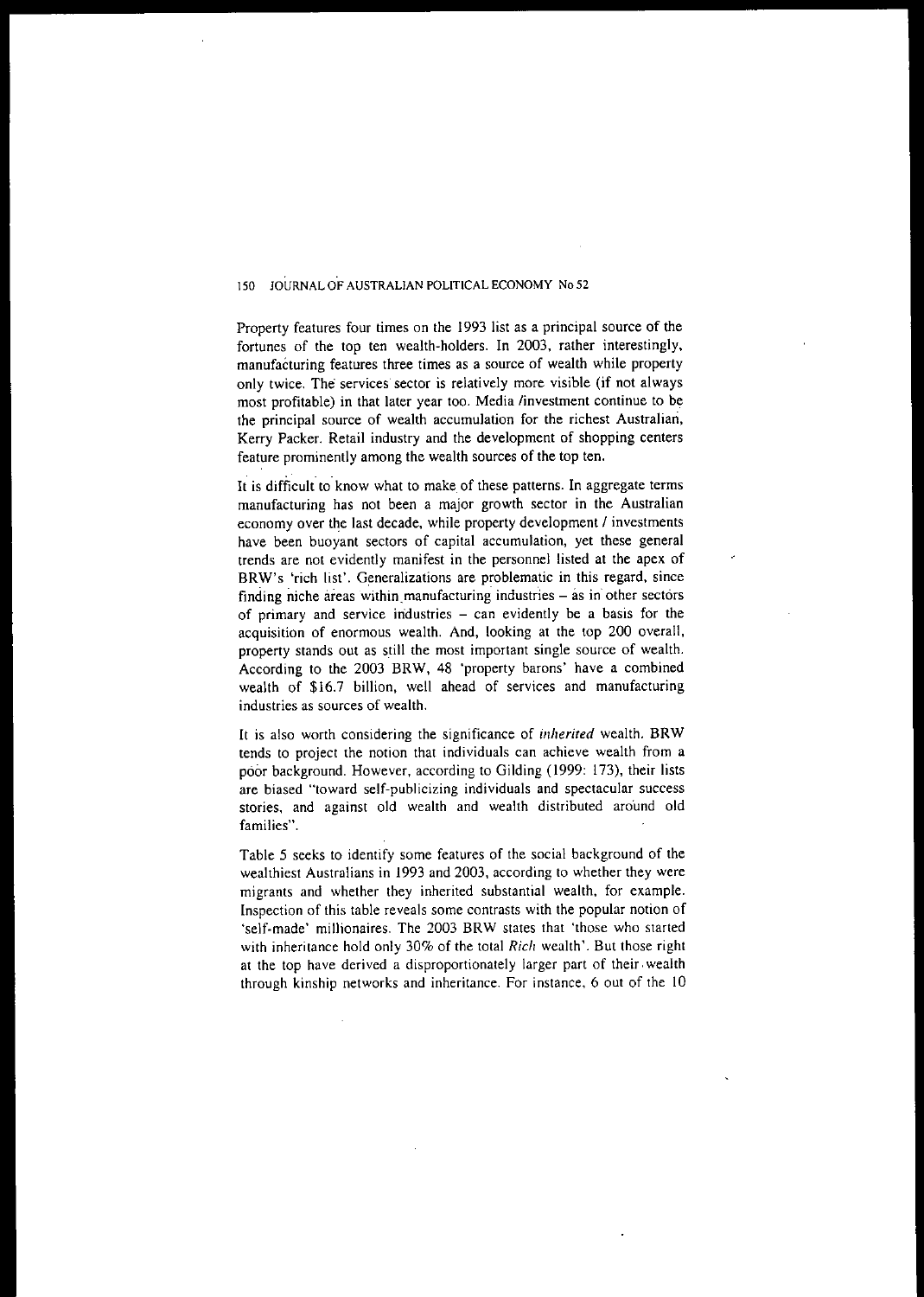Property features four times on the 1993 list as a principal source of the fortunes of the top ten wealth-holders. In 2003, rather interestingly, manufacturing features three times as a source of wealth while property only twice. The services sector is relatively more visible (if not always most profitable) in that later year too. Media /investment continue to be the principal source of wealth accumulation for the richest Australian, Kerry Packer. Retail industry and the development of shopping centers feature prominently among the wealth sources of the top ten.

It is difficult to know what to make of these patterns. In aggregate terms manufacturing has not been a major growth sector in the Australian economy over the last decade, while property development / investments have been buoyant sectors of capital accumulation, yet these general trends are not evidently manifest in the personnel listed at the apex of BRW's 'rich list'. Generalizations are problematic in this regard, since finding niche areas within manufacturing industries – as in other sectors of primary and service industries – can evidently be a basis for the acquisition of enormous wealth. And, looking at the top 200 overall, property stands out as still the most important single source of wealth. According to the 2003 BRW, 48 'property barons' have a combined wealth of $16.7 billion, well ahead of services and manufacturing industries as sources of wealth.

It is also worth considering the significance of *inherited* wealth. BRW tends to project the notion that individuals can achieve wealth from a poor background. However, according to Gilding (1999: 173), their lists are biased "toward self-publicizing individuals and spectacular success stories, and against old wealth and wealth distributed around old families".

Table 5 seeks to identify some features of the social background of the wealthiest Australians in 1993 and 2003, according to whether they were migrants and whether they inherited substantial wealth, for example. Inspection of this table reveals some contrasts with the popular notion of 'self-made' millionaires. The 2003 BRW states that 'those who started with inheritance hold only 30% of the total *Rich* wealth'. But those right at the top have derived a disproportionately larger part of their wealth through kinship networks and inheritance. For instance, 6 out of the 10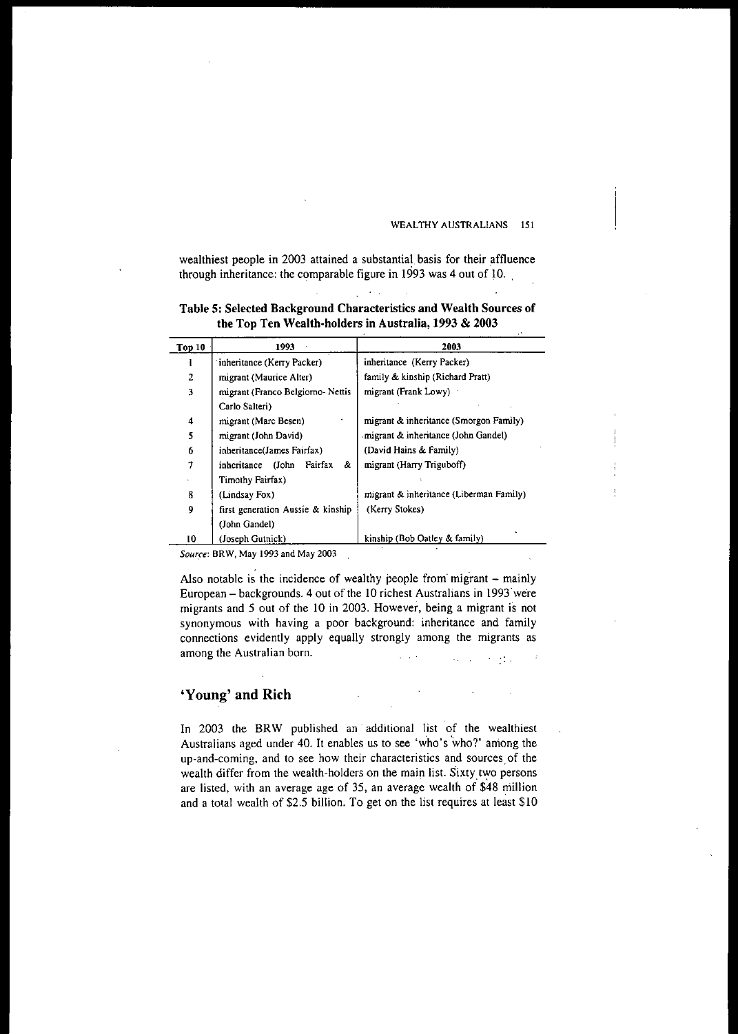wealthiest people in 2003 attained a substantial basis for their affluence through inheritance: the comparable figure in 1993 was 4 out of 10.

**Table 5: Selected Background Characteristics and Wealth Sources of the Top Ten Wealth-holders in Australia, 1993 & 2003**

| Top 10 | 1993 | 2003 |
|---|---|---|
| 1 | inheritance (Kerry Packer) | inheritance (Kerry Packer) |
| 2 | migrant (Maurice Alter) | family & kinship (Richard Pratt) |
| 3 | migrant (Franco Belgiorno- Nettis Carlo Salteri) | migrant (Frank Lowy) |
| 4 | migrant (Marc Besen) | migrant & inheritance (Smorgon Family) |
| 5 | migrant (John David) | migrant & inheritance (John Gandel) |
| 6 | inheritance(James Fairfax) | (David Hains & Family) |
| 7 | inheritance (John Fairfax & Timothy Fairfax) | migrant (Harry Triguboff) |
| 8 | (Lindsay Fox) | migrant & inheritance (Liberman Family) |
| 9 | first generation Aussie & kinship (John Gandel) | (Kerry Stokes) |
| 10 | (Joseph Gutnick) | kinship (Bob Oatley & family) |

*Source*: BRW, May 1993 and May 2003

Also notable is the incidence of wealthy people from migrant – mainly European – backgrounds. 4 out of the 10 richest Australians in 1993 were migrants and 5 out of the 10 in 2003. However, being a migrant is not synonymous with having a poor background: inheritance and family connections evidently apply equally strongly among the migrants as among the Australian born.

## 'Young' and Rich

In 2003 the BRW published an additional list of the wealthiest Australians aged under 40. It enables us to see 'who's who?' among the up-and-coming, and to see how their characteristics and sources of the wealth differ from the wealth-holders on the main list. Sixty two persons are listed, with an average age of 35, an average wealth of $48 million and a total wealth of $2.5 billion. To get on the list requires at least $10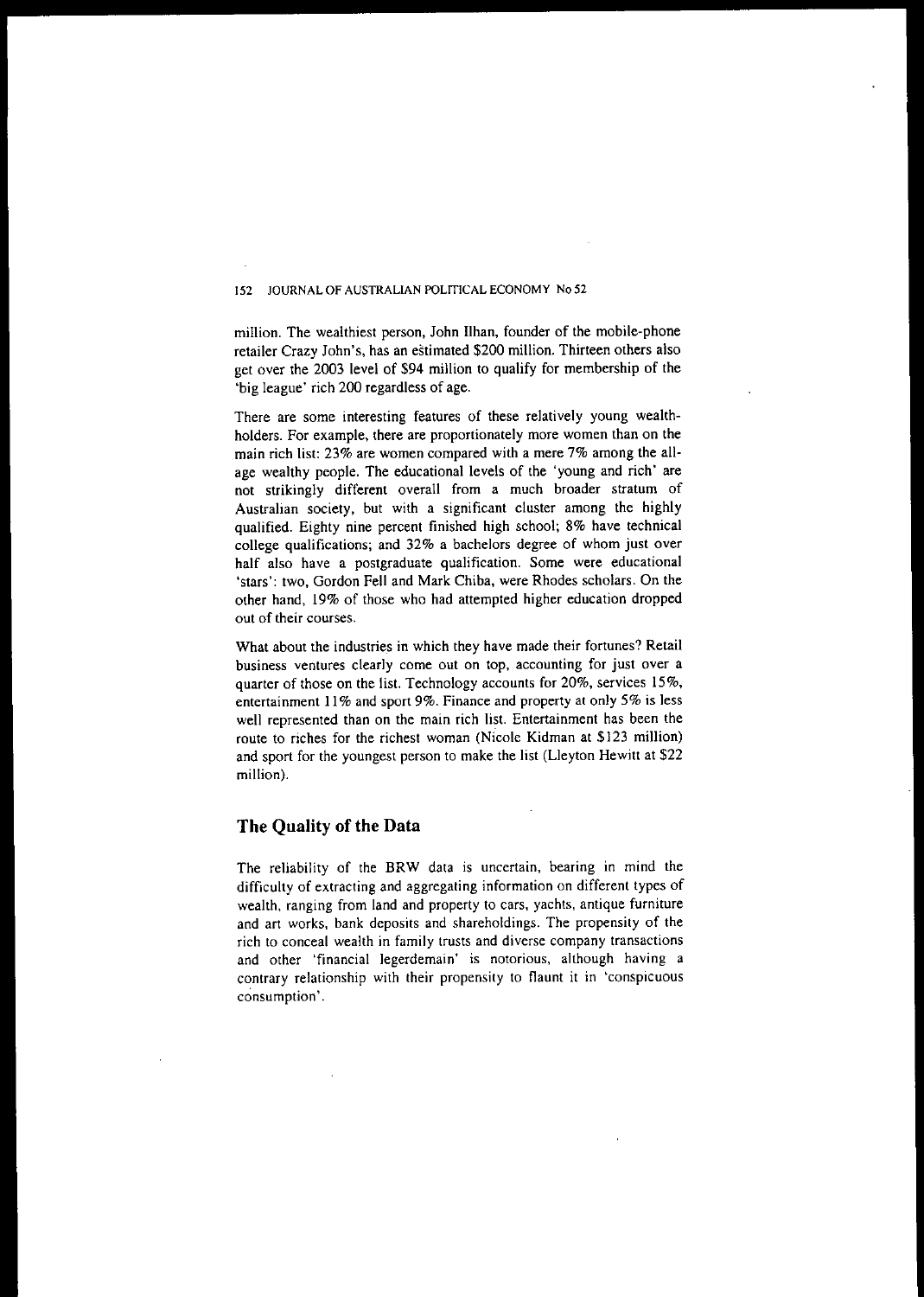million. The wealthiest person, John Ilhan, founder of the mobile-phone retailer Crazy John's, has an estimated $200 million. Thirteen others also get over the 2003 level of $94 million to qualify for membership of the 'big league' rich 200 regardless of age.

There are some interesting features of these relatively young wealth-holders. For example, there are proportionately more women than on the main rich list: 23% are women compared with a mere 7% among the all-age wealthy people. The educational levels of the 'young and rich' are not strikingly different overall from a much broader stratum of Australian society, but with a significant cluster among the highly qualified. Eighty nine percent finished high school; 8% have technical college qualifications; and 32% a bachelors degree of whom just over half also have a postgraduate qualification. Some were educational 'stars': two, Gordon Fell and Mark Chiba, were Rhodes scholars. On the other hand, 19% of those who had attempted higher education dropped out of their courses.

What about the industries in which they have made their fortunes? Retail business ventures clearly come out on top, accounting for just over a quarter of those on the list. Technology accounts for 20%, services 15%, entertainment 11% and sport 9%. Finance and property at only 5% is less well represented than on the main rich list. Entertainment has been the route to riches for the richest woman (Nicole Kidman at $123 million) and sport for the youngest person to make the list (Lleyton Hewitt at $22 million).

## The Quality of the Data

The reliability of the BRW data is uncertain, bearing in mind the difficulty of extracting and aggregating information on different types of wealth, ranging from land and property to cars, yachts, antique furniture and art works, bank deposits and shareholdings. The propensity of the rich to conceal wealth in family trusts and diverse company transactions and other 'financial legerdemain' is notorious, although having a contrary relationship with their propensity to flaunt it in 'conspicuous consumption'.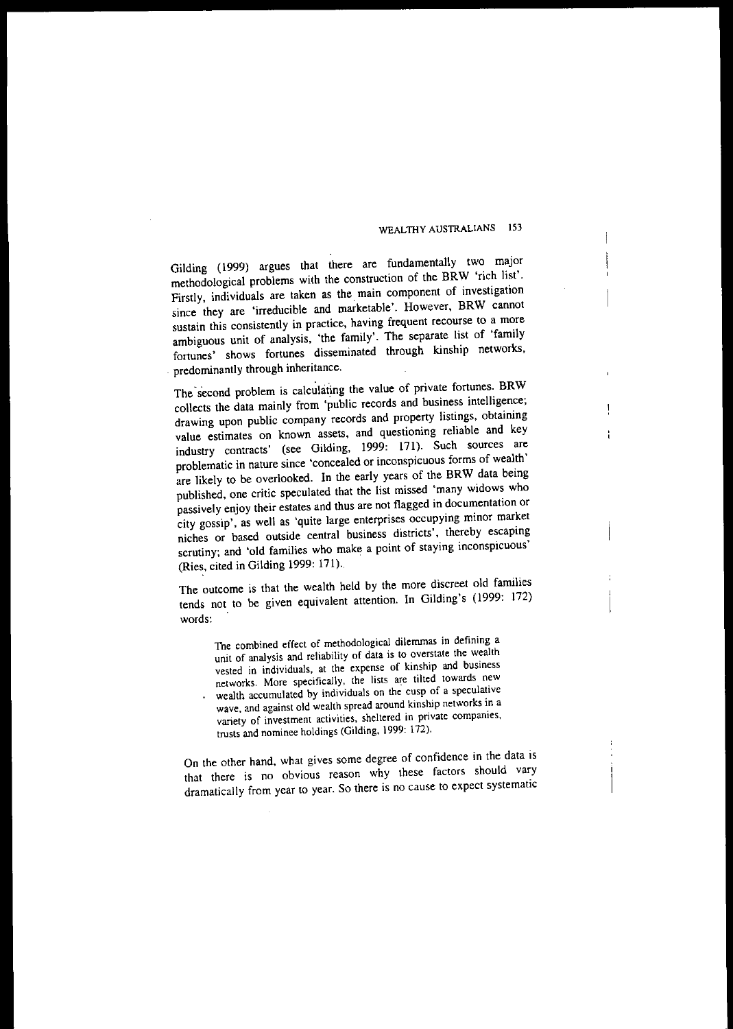Gilding (1999) argues that there are fundamentally two major methodological problems with the construction of the BRW 'rich list'. Firstly, individuals are taken as the main component of investigation since they are 'irreducible and marketable'. However, BRW cannot sustain this consistently in practice, having frequent recourse to a more ambiguous unit of analysis, 'the family'. The separate list of 'family fortunes' shows fortunes disseminated through kinship networks, predominantly through inheritance.

The second problem is calculating the value of private fortunes. BRW collects the data mainly from 'public records and business intelligence; drawing upon public company records and property listings, obtaining value estimates on known assets, and questioning reliable and key industry contracts' (see Gilding, 1999: 171). Such sources are problematic in nature since 'concealed or inconspicuous forms of wealth' are likely to be overlooked. In the early years of the BRW data being published, one critic speculated that the list missed 'many widows who passively enjoy their estates and thus are not flagged in documentation or city gossip', as well as 'quite large enterprises occupying minor market niches or based outside central business districts', thereby escaping scrutiny; and 'old families who make a point of staying inconspicuous' (Ries, cited in Gilding 1999: 171).

The outcome is that the wealth held by the more discreet old families tends not to be given equivalent attention. In Gilding's (1999: 172) words:

> The combined effect of methodological dilemmas in defining a unit of analysis and reliability of data is to overstate the wealth vested in individuals, at the expense of kinship and business networks. More specifically, the lists are tilted towards new wealth accumulated by individuals on the cusp of a speculative wave, and against old wealth spread around kinship networks in a variety of investment activities, sheltered in private companies, trusts and nominee holdings (Gilding, 1999: 172).

On the other hand, what gives some degree of confidence in the data is that there is no obvious reason why these factors should vary dramatically from year to year. So there is no cause to expect systematic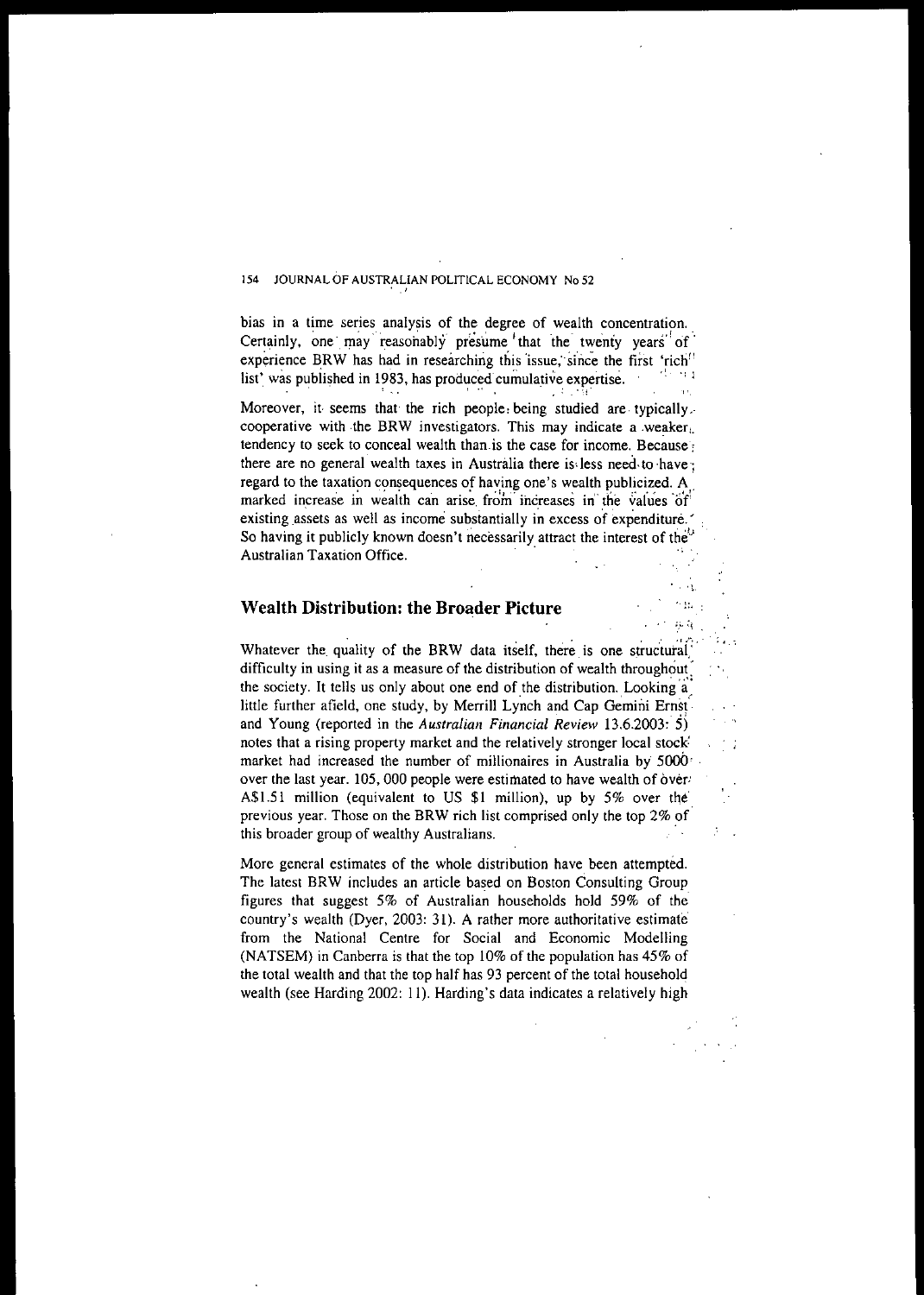bias in a time series analysis of the degree of wealth concentration. Certainly, one may reasonably presume that the twenty years of experience BRW has had in researching this issue, since the first 'rich' list' was published in 1983, has produced cumulative expertise.

Moreover, it seems that the rich people being studied are typically cooperative with the BRW investigators. This may indicate a weaker tendency to seek to conceal wealth than is the case for income. Because there are no general wealth taxes in Australia there is less need to have regard to the taxation consequences of having one's wealth publicized. A marked increase in wealth can arise from increases in the values of existing assets as well as income substantially in excess of expenditure. So having it publicly known doesn't necessarily attract the interest of the Australian Taxation Office.

## Wealth Distribution: the Broader Picture

Whatever the quality of the BRW data itself, there is one structural difficulty in using it as a measure of the distribution of wealth throughout the society. It tells us only about one end of the distribution. Looking a little further afield, one study, by Merrill Lynch and Cap Gemini Ernst and Young (reported in the *Australian Financial Review* 13.6.2003: 5) notes that a rising property market and the relatively stronger local stock market had increased the number of millionaires in Australia by 5000 over the last year. 105, 000 people were estimated to have wealth of over A$1.51 million (equivalent to US $1 million), up by 5% over the previous year. Those on the BRW rich list comprised only the top 2% of this broader group of wealthy Australians.

More general estimates of the whole distribution have been attempted. The latest BRW includes an article based on Boston Consulting Group figures that suggest 5% of Australian households hold 59% of the country's wealth (Dyer, 2003: 31). A rather more authoritative estimate from the National Centre for Social and Economic Modelling (NATSEM) in Canberra is that the top 10% of the population has 45% of the total wealth and that the top half has 93 percent of the total household wealth (see Harding 2002: 11). Harding's data indicates a relatively high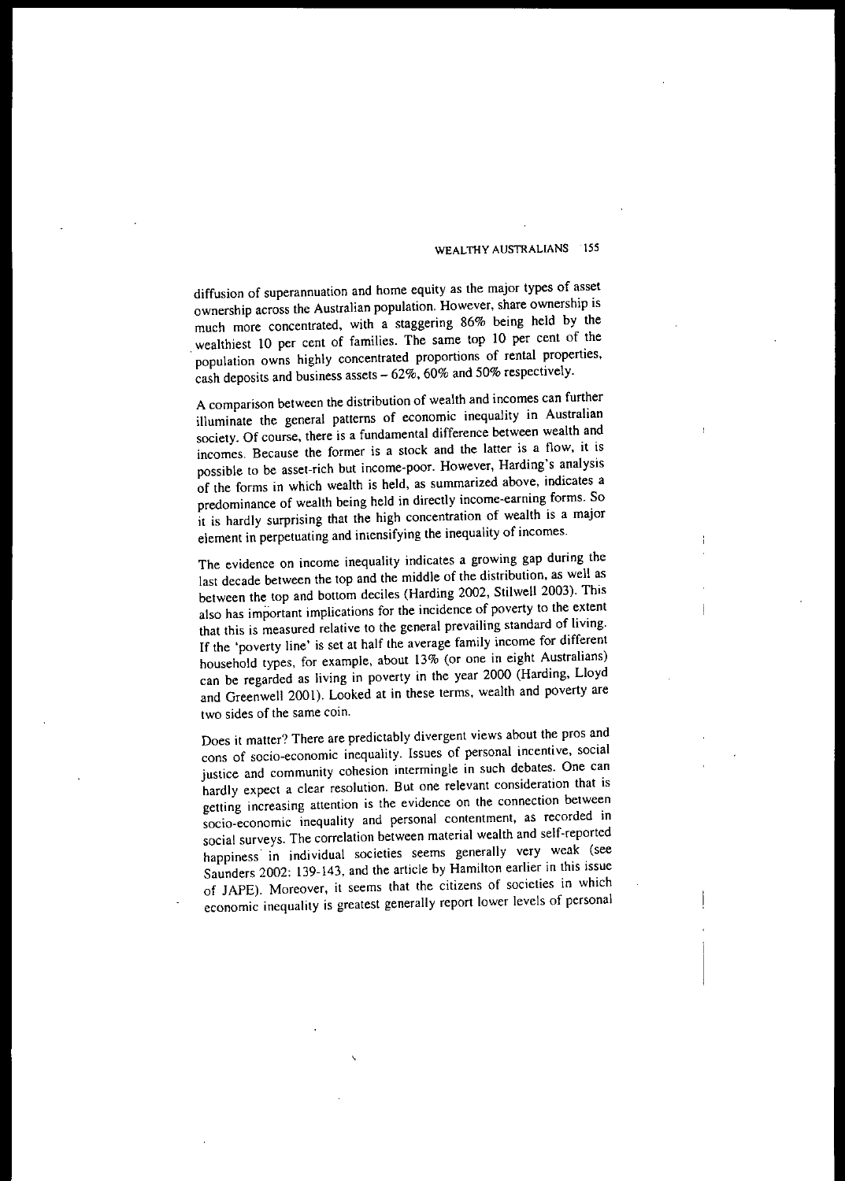diffusion of superannuation and home equity as the major types of asset ownership across the Australian population. However, share ownership is much more concentrated, with a staggering 86% being held by the wealthiest 10 per cent of families. The same top 10 per cent of the population owns highly concentrated proportions of rental properties, cash deposits and business assets – 62%, 60% and 50% respectively.

A comparison between the distribution of wealth and incomes can further illuminate the general patterns of economic inequality in Australian society. Of course, there is a fundamental difference between wealth and incomes. Because the former is a stock and the latter is a flow, it is possible to be asset-rich but income-poor. However, Harding's analysis of the forms in which wealth is held, as summarized above, indicates a predominance of wealth being held in directly income-earning forms. So it is hardly surprising that the high concentration of wealth is a major element in perpetuating and intensifying the inequality of incomes.

The evidence on income inequality indicates a growing gap during the last decade between the top and the middle of the distribution, as well as between the top and bottom deciles (Harding 2002, Stilwell 2003). This also has important implications for the incidence of poverty to the extent that this is measured relative to the general prevailing standard of living. If the 'poverty line' is set at half the average family income for different household types, for example, about 13% (or one in eight Australians) can be regarded as living in poverty in the year 2000 (Harding, Lloyd and Greenwell 2001). Looked at in these terms, wealth and poverty are two sides of the same coin.

Does it matter? There are predictably divergent views about the pros and cons of socio-economic inequality. Issues of personal incentive, social justice and community cohesion intermingle in such debates. One can hardly expect a clear resolution. But one relevant consideration that is getting increasing attention is the evidence on the connection between socio-economic inequality and personal contentment, as recorded in social surveys. The correlation between material wealth and self-reported happiness in individual societies seems generally very weak (see Saunders 2002: 139-143, and the article by Hamilton earlier in this issue of JAPE). Moreover, it seems that the citizens of societies in which economic inequality is greatest generally report lower levels of personal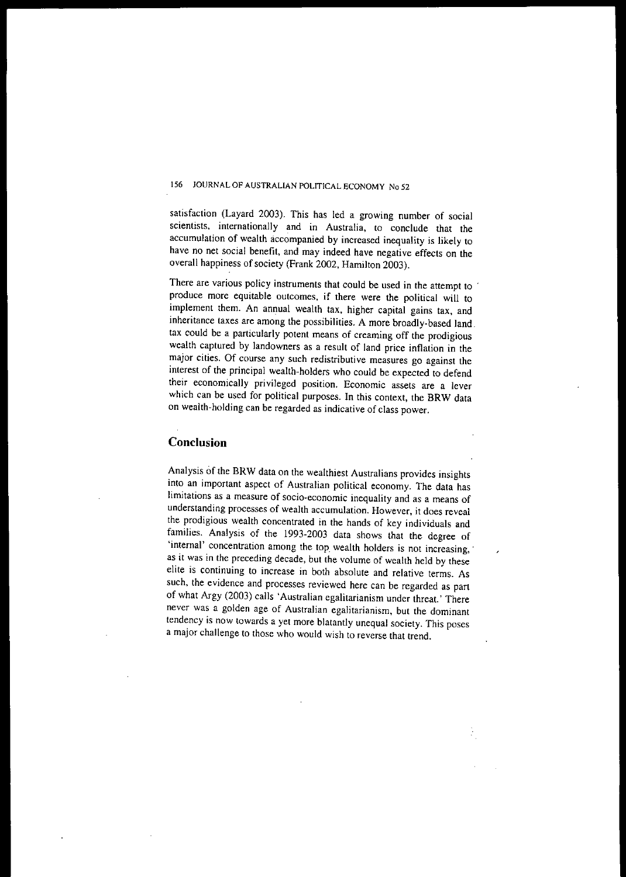satisfaction (Layard 2003). This has led a growing number of social scientists, internationally and in Australia, to conclude that the accumulation of wealth accompanied by increased inequality is likely to have no net social benefit, and may indeed have negative effects on the overall happiness of society (Frank 2002, Hamilton 2003).

There are various policy instruments that could be used in the attempt to produce more equitable outcomes, if there were the political will to implement them. An annual wealth tax, higher capital gains tax, and inheritance taxes are among the possibilities. A more broadly-based land tax could be a particularly potent means of creaming off the prodigious wealth captured by landowners as a result of land price inflation in the major cities. Of course any such redistributive measures go against the interest of the principal wealth-holders who could be expected to defend their economically privileged position. Economic assets are a lever which can be used for political purposes. In this context, the BRW data on wealth-holding can be regarded as indicative of class power.

## Conclusion

Analysis of the BRW data on the wealthiest Australians provides insights into an important aspect of Australian political economy. The data has limitations as a measure of socio-economic inequality and as a means of understanding processes of wealth accumulation. However, it does reveal the prodigious wealth concentrated in the hands of key individuals and families. Analysis of the 1993-2003 data shows that the degree of 'internal' concentration among the top wealth holders is not increasing, as it was in the preceding decade, but the volume of wealth held by these elite is continuing to increase in both absolute and relative terms. As such, the evidence and processes reviewed here can be regarded as part of what Argy (2003) calls 'Australian egalitarianism under threat.' There never was a golden age of Australian egalitarianism, but the dominant tendency is now towards a yet more blatantly unequal society. This poses a major challenge to those who would wish to reverse that trend.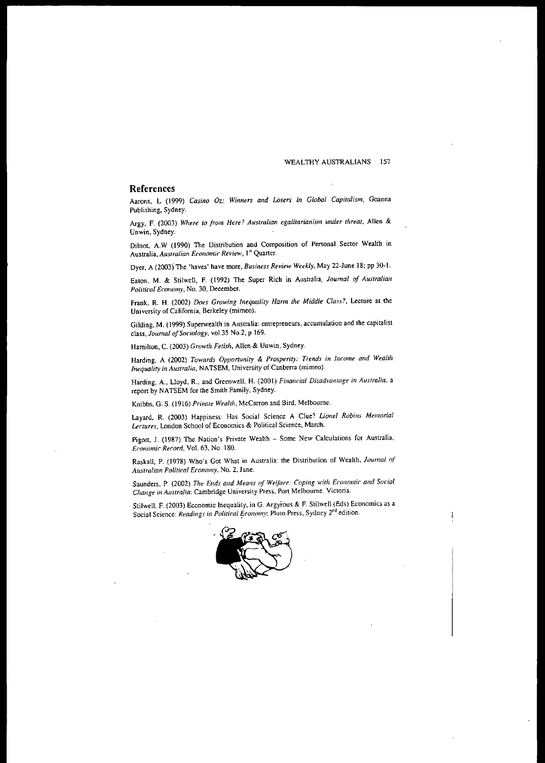## References

Aarons, L (1999) *Casino Oz: Winners and Losers in Global Capitalism*, Goanna Publishing, Sydney.

Argy, F. (2003) *Where to from Here? Australian egalitarianism under threat*, Allen & Unwin, Sydney.

Dilnot, A.W (1990) The Distribution and Composition of Personal Sector Wealth in Australia, *Australian Economic Review*, 1st Quarter.

Dyer, A (2003) The 'haves' have more, *Business Review Weekly*, May 22-June 18; pp 30-1.

Eaton, M. & Stilwell, F. (1992) The Super Rich in Australia, *Journal of Australian Political Economy*, No. 30, December.

Frank, R. H. (2002) *Does Growing Inequality Harm the Middle Class?*, Lecture at the University of California, Berkeley (mimeo).

Gilding, M. (1999) Superwealth in Australia: entrepreneurs, accumulation and the capitalist class, *Journal of Sociology*, vol.35 No.2, p 169.

Hamilton, C. (2003) *Growth Fetish*, Allen & Unwin, Sydney.

Harding, A (2002) *Towards Opportunity & Prosperity: Trends in Income and Wealth Inequality in Australia*, NATSEM, University of Canberra (mimeo).

Harding, A., Lloyd, R., and Greenwell, H. (2001) *Financial Disadvantage in Australia*, a report by NATSEM for the Smith Family, Sydney.

Knibbs, G. S. (1916) *Private Wealth*, McCarron and Bird, Melbourne.

Layard, R. (2003) Happiness: Has Social Science A Clue? *Lionel Robins Memorial Lectures*, London School of Economics & Political Science, March.

Pigott, J. (1987) The Nation's Private Wealth – Some New Calculations for Australia, *Economic Record*, Vol. 63, No. 180.

Raskall, P. (1978) Who's Got What in Australia: the Distribution of Wealth, *Journal of Australian Political Economy*, No. 2, June.

Saunders, P. (2002) *The Ends and Means of Welfare: Coping with Economic and Social Change in Australia*: Cambridge University Press, Port Melbourne, Victoria.

Stilwell, F. (2003) Economic Inequality, in G. Argyrous & F. Stilwell (Eds) Economics as a Social Science: *Readings in Political Economy*: Pluto Press, Sydney 2nd edition.